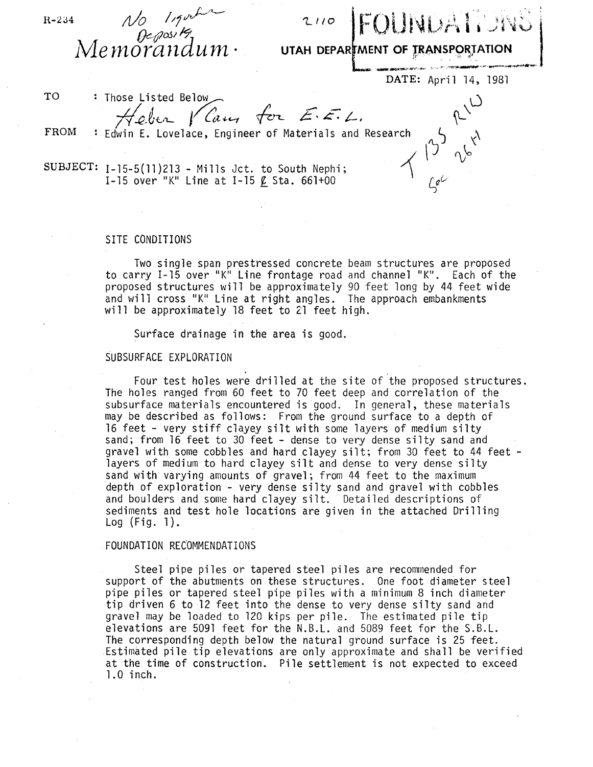R-234 *No liquefaction Deposits*

2110

# Memorandum · UTAH DEPARTMENT OF TRANSPORTATION

FOUNDATIONS

DATE: April 14, 1981

TO : Those Listed Below

*Heber Vlam for E.E.L.*

FROM : Edwin E. Lovelace, Engineer of Materials and Research

*T 13S R1W Sec 26?*

SUBJECT: I-15-5(11)213 - Mills Jct. to South Nephi;
I-15 over "K" Line at I-15 ℄ Sta. 661+00

## SITE CONDITIONS

Two single span prestressed concrete beam structures are proposed to carry I-15 over "K" Line frontage road and channel "K". Each of the proposed structures will be approximately 90 feet long by 44 feet wide and will cross "K" Line at right angles. The approach embankments will be approximately 18 feet to 21 feet high.

Surface drainage in the area is good.

## SUBSURFACE EXPLORATION

Four test holes were drilled at the site of the proposed structures. The holes ranged from 60 feet to 70 feet deep and correlation of the subsurface materials encountered is good. In general, these materials may be described as follows: From the ground surface to a depth of 16 feet - very stiff clayey silt with some layers of medium silty sand; from 16 feet to 30 feet - dense to very dense silty sand and gravel with some cobbles and hard clayey silt; from 30 feet to 44 feet - layers of medium to hard clayey silt and dense to very dense silty sand with varying amounts of gravel; from 44 feet to the maximum depth of exploration - very dense silty sand and gravel with cobbles and boulders and some hard clayey silt. Detailed descriptions of sediments and test hole locations are given in the attached Drilling Log (Fig. 1).

## FOUNDATION RECOMMENDATIONS

Steel pipe piles or tapered steel piles are recommended for support of the abutments on these structures. One foot diameter steel pipe piles or tapered steel pipe piles with a minimum 8 inch diameter tip driven 6 to 12 feet into the dense to very dense silty sand and gravel may be loaded to 120 kips per pile. The estimated pile tip elevations are 5091 feet for the N.B.L. and 5089 feet for the S.B.L. The corresponding depth below the natural ground surface is 25 feet. Estimated pile tip elevations are only approximate and shall be verified at the time of construction. Pile settlement is not expected to exceed 1.0 inch.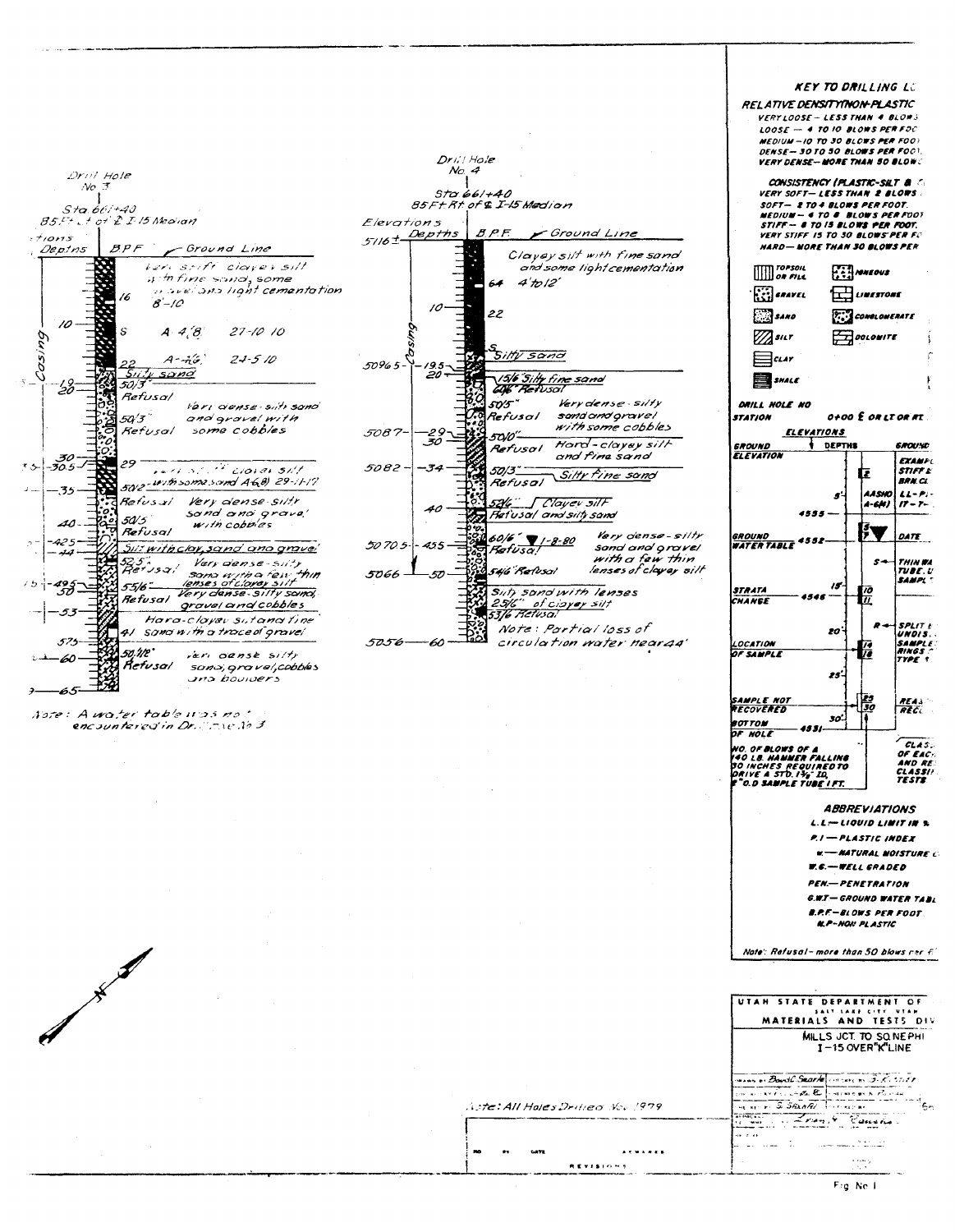## Drill Hole No 3

Sta 661+40
85 Ft Lt of ℄ I-15 Median

| Depths | BPF | Description |
|---|---|---|
| Ground Line | | Very stiff clayey silt with fine sand, some gravel and light cementation 8'-10 |
| | 16 | |
| 10 | 8 | A 4(8) 27-10 10 |
| | 22 | A-4(6) 24-5 10 |
| 19 | | Silty sand |
| 20 | 50/3" Refusal | |
| | 50/3" Refusal | Very dense silty sand and gravel with some cobbles |
| 30 – 30.5 | 29 | Very stiff clayey silt with some sand A6(8) 29-11-17 |
| 35 | 50/2" Refusal | Very dense silty sand and gravel with cobbles |
| 40 | 50/5 Refusal | |
| 42.5 – 44 | | Silt with clay, sand and gravel |
| | 52.5" Refusal | Very dense silty sand with a few thin lenses of clayey silt |
| 49.5 – 50 | 55/6" Refusal | Very dense silty sand, gravel and cobbles |
| 53 | 41 | Hard clayey silt and fine sand with a trace of gravel |
| 57.5 – 60 | 50/1/2" Refusal | Very dense silty sand, gravel, cobbles and boulders |
| 65 | | |

Casing

Note: A water table was not encountered in Drill Hole No 3

## Drill Hole No 4

Sta 661+40
85 Ft Rt of ℄ I-15 Median

| Elevations | Depths | B.P.F. | Description |
|---|---|---|---|
| 5116± | | | Ground Line |
| | | 64 | Clayey silt with fine sand and some light cementation 4' to 12' |
| | 10 | 22 | |
| | | 8 | Silty sand |
| 5096.5 | 19.5 – 20 | 15/6 | Silty fine sand |
| | | 60/6" Refusal | |
| | | 50/5" Refusal | Very dense silty sand and gravel with some cobbles |
| 5087 | 29 – 30 | 50/10" Refusal | Hard clayey silt and fine sand |
| 5082 | 34 | 50/3" Refusal | Silty fine sand |
| | 40 | 52/6" Refusal | Clayey silt and silty sand |
| 5070.5 | 45.5 | 60/6" Refusal ▼ 1-8-80 | Very dense silty sand and gravel with a few thin lenses of clayey silt |
| 5066 | 50 | 54/6 Refusal | |
| | | 25/6" | Silty sand with lenses of clayey silt |
| | | 53/6 Refusal | |
| 5056 | 60 | | Note: Partial loss of circulation water near 44' |

Casing

Note: All Holes Drilled Nov 1979

| NO | BY | DATE | REMARKS |
|---|---|---|---|
| | | | |

REVISIONS

## KEY TO DRILLING L…

**RELATIVE DENSITY (NON-PLASTIC**
- VERY LOOSE – LESS THAN 4 BLOWS…
- LOOSE – 4 TO 10 BLOWS PER FOO…
- MEDIUM – 10 TO 30 BLOWS PER FOO…
- DENSE – 30 TO 50 BLOWS PER FOOT…
- VERY DENSE – MORE THAN 50 BLOWS…

**CONSISTENCY (PLASTIC-SILT & C…**
- VERY SOFT – LESS THAN 2 BLOWS…
- SOFT – 2 TO 4 BLOWS PER FOOT.
- MEDIUM – 4 TO 8 BLOWS PER FOOT
- STIFF – 8 TO 15 BLOWS PER FOOT.
- VERY STIFF 15 TO 30 BLOWS PER FO…
- HARD – MORE THAN 30 BLOWS PER…

TOPSOIL OR FILL — IGNEOUS
GRAVEL — LIMESTONE
SAND — CONGLOMERATE
SILT — DOLOMITE
CLAY
SHALE

DRILL HOLE NO
STATION 0+00 ℄ OR LT OR RT

ELEVATIONS — DEPTHS

GROUND ELEVATION; 5'; 4555; AASHO A-6(4); LL-PI-…; 17-7-…; EXAMPLE STIFF… BRN CL…

GROUND WATER TABLE 4552; DATE

S — THIN WA… TUBE U… SAMPLE

15'; STRATA CHANGE 4546; 10 11

20'; R — SPLIT… UNDIS… SAMPLE… RINGS… TYPE…

LOCATION OF SAMPLE; 14 18

25'

SAMPLE NOT RECOVERED; 29 30; REAS… RECO…

30'; BOTTOM OF HOLE 4531

NO. OF BLOWS OF A 140 LB. HAMMER FALLING 30 INCHES REQUIRED TO DRIVE A STD. 1⅜" I.D. 2" O.D SAMPLE TUBE 1 FT.

CLAS… OF EAC… AND RE… CLASSI… TESTS

### ABBREVIATIONS

- L.L. — LIQUID LIMIT IN %
- P.I. — PLASTIC INDEX
- w — NATURAL MOISTURE C…
- W.G. — WELL GRADED
- PEN. — PENETRATION
- G.W.T. — GROUND WATER TABL…
- B.P.F. — BLOWS PER FOOT
- N.P. — NON PLASTIC

Note: Refusal – more than 50 blows per 6"

UTAH STATE DEPARTMENT OF …
SALT LAKE CITY UTAH
MATERIALS AND TESTS DIV…

MILLS JCT. TO SO. NEPHI
I-15 OVER "K" LINE

Drawn by: Boud C. Searle — Checked by: S. R. …
Checked by: … — Submitted by: …
… S. Searle

Fig No 1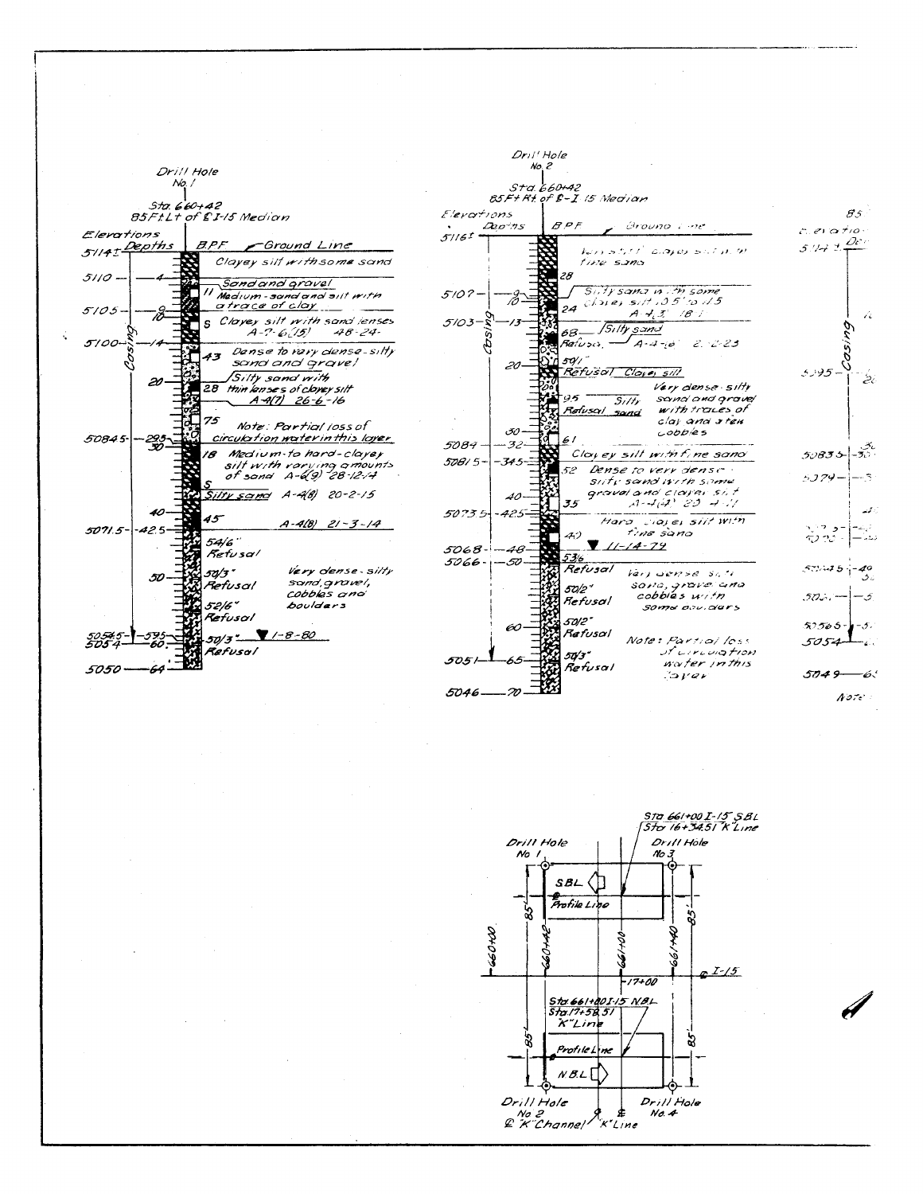Drill Hole No. 1

Sta. 660+42
85Ft Lt of ℄ I-15 Median

Elevations / Depths / B.P.F. / Ground Line

5114± — Clayey silt with some sand

5110 — 4 — Sand and gravel

11 — Medium-sand and silt with a trace of clay

5105 — 9 / 10 — 5 — Clayey silt with sand lenses A-7-6(15) 48-24-

5100 — 14 — 43 — Dense to very dense-silty sand and gravel

20 — 28 — Silty sand with thin lenses of clayey silt A-4(7) 26-6-16

75 — Note: Partial loss of circulation water in this layer

50845 — 29.5 / 30 — 18 — Medium-to hard-clayey silt with varying amounts of sand A-6(9) 28-12-14

5 — Silty sand A-4(8) 20-2-15

40 — 45 — A-4(8) 21-3-14

5071.5 — 42.5 — 54/6" Refusal

50 — 50/3" Refusal — Very dense-silty sand, gravel, cobbles and boulders

52/6" Refusal

50545 / 5054 — 59.5 / 60 — 50/3" Refusal — ▼ 1-8-80

5050 — 64

Casing

Drill Hole No. 2

Sta. 660+42
85Ft Rt of ℄ I-15 Median

Elevations / Depths / B.P.F. / Ground Line

5116± — Very stiff clayey silt with fine sand

28

5107 — 9 / 10 — 24 — Silty sand with some clayey silt 13.5' to 15 A-4(3) 18-

5103 — 13 — 68 — Silty sand

Refusal — A-4(6) 25-2-23

50/1" — Refusal — Clayey silt

20 — Very dense-silty sand and gravel with traces of clay and a few cobbles

95 Refusal — Silty sand

30 — 61

5084 — 32 — Clayey silt with fine sand

5081.5 — 34.5 — 52 — Dense to very dense-silty sand with some gravel and clayey silt A-4(4) 20-4-11

40 — 35

5073.5 — 42.5 — Hard clayey silt with fine sand

40 — ▼ 11-14-79

5068 — 48 — 53/6

5066 — 50 — Refusal — Very dense silty sand, gravel and cobbles with some boulders

50/2" Refusal

60 — 50/2" Refusal — Note: Partial loss of circulation water in this layer

5051 — 65 — 50/3" Refusal

5046 — 70

Casing

85 Elevations Depths

5114± — Casing

5095 — 20

5083.5

5079

5054 — 5049

Note

Sta. 661+00 I-15 SBL
Sta. 16+34.51 "K" Line

Drill Hole No. 1 — Drill Hole No. 3

SBL — Profile Line

85' — 85'

660+00 — 660+42 — 661+00 — 661+40

17+00 — ℄ I-15

Sta. 661+80 I-15 NBL
Sta. 17+52.51 "K" Line

Profile Line — NBL

85' — 85'

Drill Hole No. 2 — Drill Hole No. 4

℄ "K" Channel — ℄ "K" Line